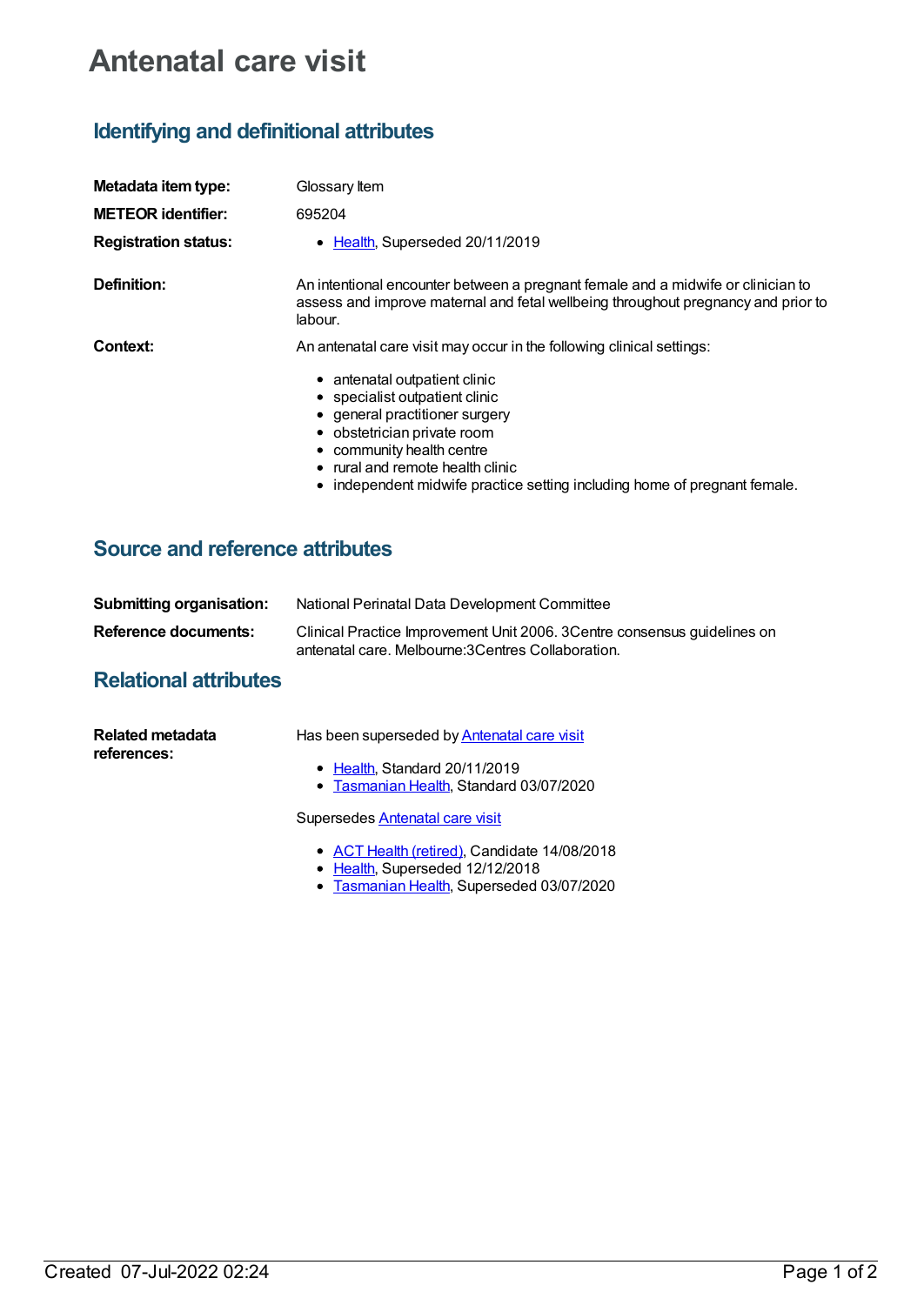# Antenatal care visit

## Identifying and definitional attributes

**Metadata item type:** Glossary Item

**METEOR identifier:** 695204

**Registration status:**

- Health, Superseded 20/11/2019

**Definition:** An intentional encounter between a pregnant female and a midwife or clinician to assess and improve maternal and fetal wellbeing throughout pregnancy and prior to labour.

**Context:** An antenatal care visit may occur in the following clinical settings:

- antenatal outpatient clinic
- specialist outpatient clinic
- general practitioner surgery
- obstetrician private room
- community health centre
- rural and remote health clinic
- independent midwife practice setting including home of pregnant female.

## Source and reference attributes

**Submitting organisation:** National Perinatal Data Development Committee

**Reference documents:** Clinical Practice Improvement Unit 2006. 3Centre consensus guidelines on antenatal care. Melbourne:3Centres Collaboration.

## Relational attributes

**Related metadata references:**

Has been superseded by Antenatal care visit

- Health, Standard 20/11/2019
- Tasmanian Health, Standard 03/07/2020

Supersedes Antenatal care visit

- ACT Health (retired), Candidate 14/08/2018
- Health, Superseded 12/12/2018
- Tasmanian Health, Superseded 03/07/2020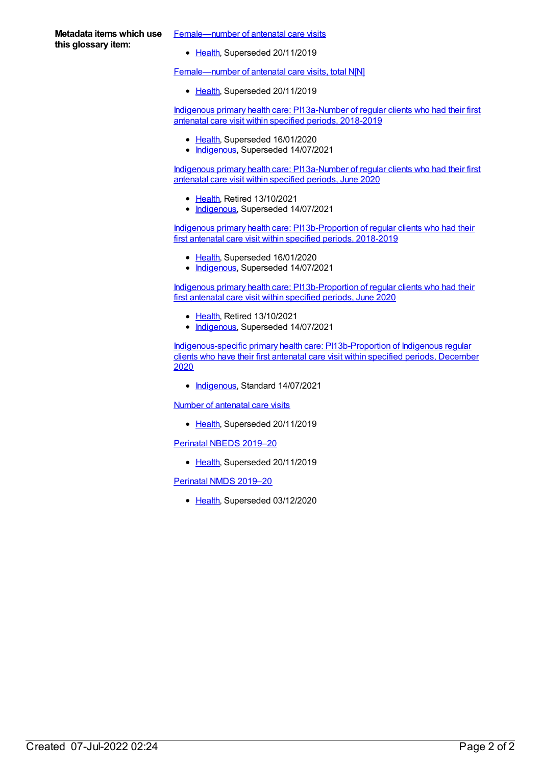**Metadata items which use this glossary item:**

Female—number of antenatal care visits

- Health, Superseded 20/11/2019

Female—number of antenatal care visits, total N[N]

- Health, Superseded 20/11/2019

Indigenous primary health care: PI13a-Number of regular clients who had their first antenatal care visit within specified periods, 2018-2019

- Health, Superseded 16/01/2020
- Indigenous, Superseded 14/07/2021

Indigenous primary health care: PI13a-Number of regular clients who had their first antenatal care visit within specified periods, June 2020

- Health, Retired 13/10/2021
- Indigenous, Superseded 14/07/2021

Indigenous primary health care: PI13b-Proportion of regular clients who had their first antenatal care visit within specified periods, 2018-2019

- Health, Superseded 16/01/2020
- Indigenous, Superseded 14/07/2021

Indigenous primary health care: PI13b-Proportion of regular clients who had their first antenatal care visit within specified periods, June 2020

- Health, Retired 13/10/2021
- Indigenous, Superseded 14/07/2021

Indigenous-specific primary health care: PI13b-Proportion of Indigenous regular clients who have their first antenatal care visit within specified periods, December 2020

- Indigenous, Standard 14/07/2021

Number of antenatal care visits

- Health, Superseded 20/11/2019

Perinatal NBEDS 2019–20

- Health, Superseded 20/11/2019

Perinatal NMDS 2019–20

- Health, Superseded 03/12/2020